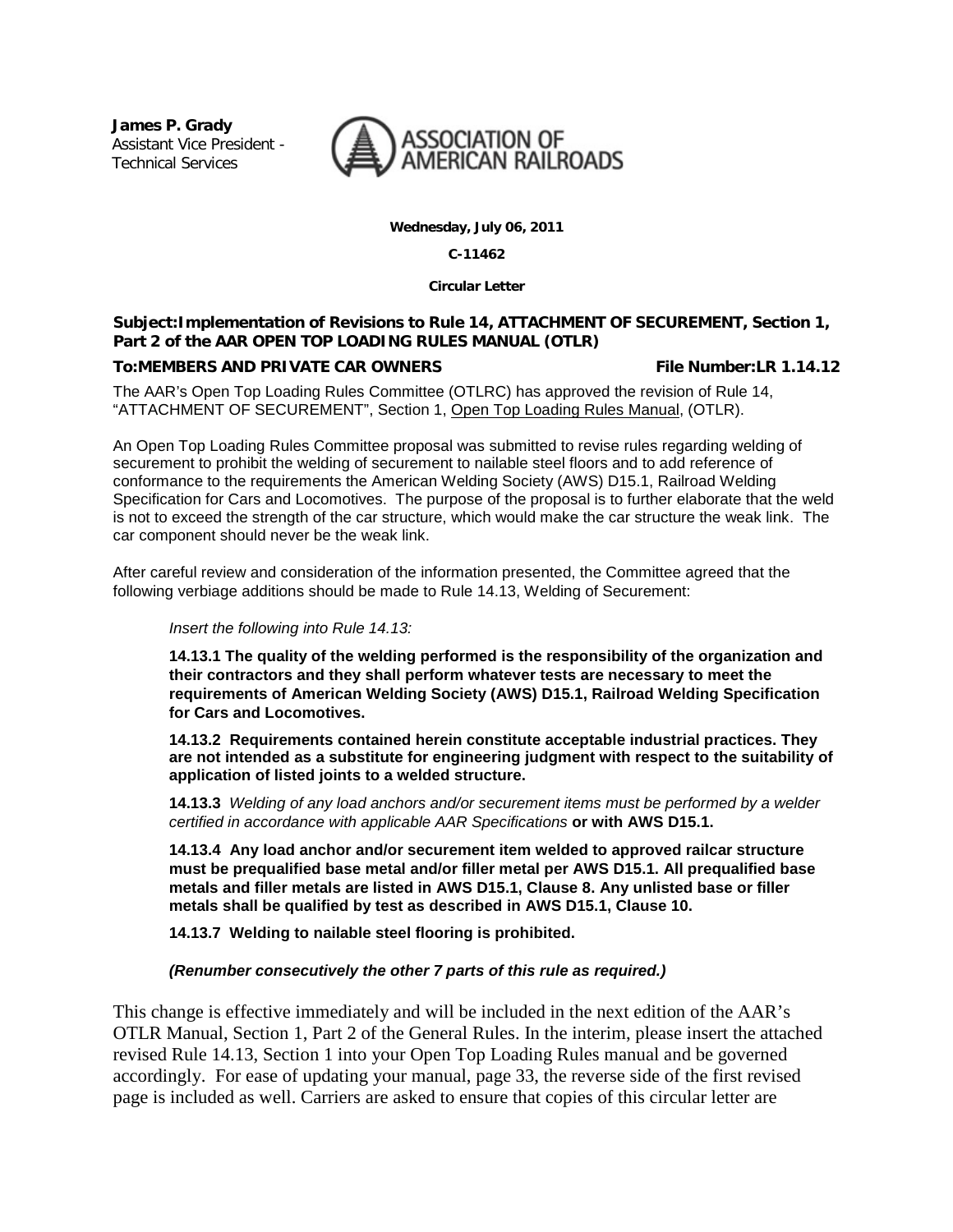**James P. Grady**
Assistant Vice President -
Technical Services

ASSOCIATION OF AMERICAN RAILROADS

**Wednesday, July 06, 2011**

**C-11462**

**Circular Letter**

**Subject:Implementation of Revisions to Rule 14, ATTACHMENT OF SECUREMENT, Section 1, Part 2 of the AAR OPEN TOP LOADING RULES MANUAL (OTLR)**

**To:MEMBERS AND PRIVATE CAR OWNERS** **File Number:LR 1.14.12**

The AAR's Open Top Loading Rules Committee (OTLRC) has approved the revision of Rule 14, "ATTACHMENT OF SECUREMENT", Section 1, Open Top Loading Rules Manual, (OTLR).

An Open Top Loading Rules Committee proposal was submitted to revise rules regarding welding of securement to prohibit the welding of securement to nailable steel floors and to add reference of conformance to the requirements the American Welding Society (AWS) D15.1, Railroad Welding Specification for Cars and Locomotives. The purpose of the proposal is to further elaborate that the weld is not to exceed the strength of the car structure, which would make the car structure the weak link. The car component should never be the weak link.

After careful review and consideration of the information presented, the Committee agreed that the following verbiage additions should be made to Rule 14.13, Welding of Securement:

> *Insert the following into Rule 14.13:*
>
> **14.13.1 The quality of the welding performed is the responsibility of the organization and their contractors and they shall perform whatever tests are necessary to meet the requirements of American Welding Society (AWS) D15.1, Railroad Welding Specification for Cars and Locomotives.**
>
> **14.13.2 Requirements contained herein constitute acceptable industrial practices. They are not intended as a substitute for engineering judgment with respect to the suitability of application of listed joints to a welded structure.**
>
> **14.13.3** *Welding of any load anchors and/or securement items must be performed by a welder certified in accordance with applicable AAR Specifications* **or with AWS D15.1.**
>
> **14.13.4 Any load anchor and/or securement item welded to approved railcar structure must be prequalified base metal and/or filler metal per AWS D15.1. All prequalified base metals and filler metals are listed in AWS D15.1, Clause 8. Any unlisted base or filler metals shall be qualified by test as described in AWS D15.1, Clause 10.**
>
> **14.13.7 Welding to nailable steel flooring is prohibited.**
>
> ***(Renumber consecutively the other 7 parts of this rule as required.)***

This change is effective immediately and will be included in the next edition of the AAR's OTLR Manual, Section 1, Part 2 of the General Rules. In the interim, please insert the attached revised Rule 14.13, Section 1 into your Open Top Loading Rules manual and be governed accordingly. For ease of updating your manual, page 33, the reverse side of the first revised page is included as well. Carriers are asked to ensure that copies of this circular letter are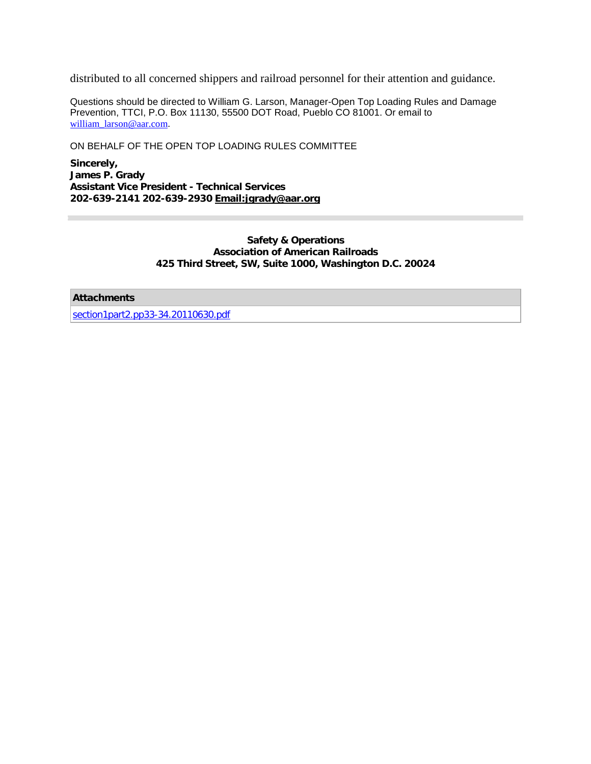distributed to all concerned shippers and railroad personnel for their attention and guidance.

Questions should be directed to William G. Larson, Manager-Open Top Loading Rules and Damage Prevention, TTCI, P.O. Box 11130, 55500 DOT Road, Pueblo CO 81001. Or email to william_larson@aar.com.

ON BEHALF OF THE OPEN TOP LOADING RULES COMMITTEE

**Sincerely,**
**James P. Grady**
**Assistant Vice President - Technical Services**
**202-639-2141 202-639-2930 Email:jgrady@aar.org**

---

**Safety & Operations**
**Association of American Railroads**
**425 Third Street, SW, Suite 1000, Washington D.C. 20024**

| **Attachments** |
| --- |
| section1part2.pp33-34.20110630.pdf |